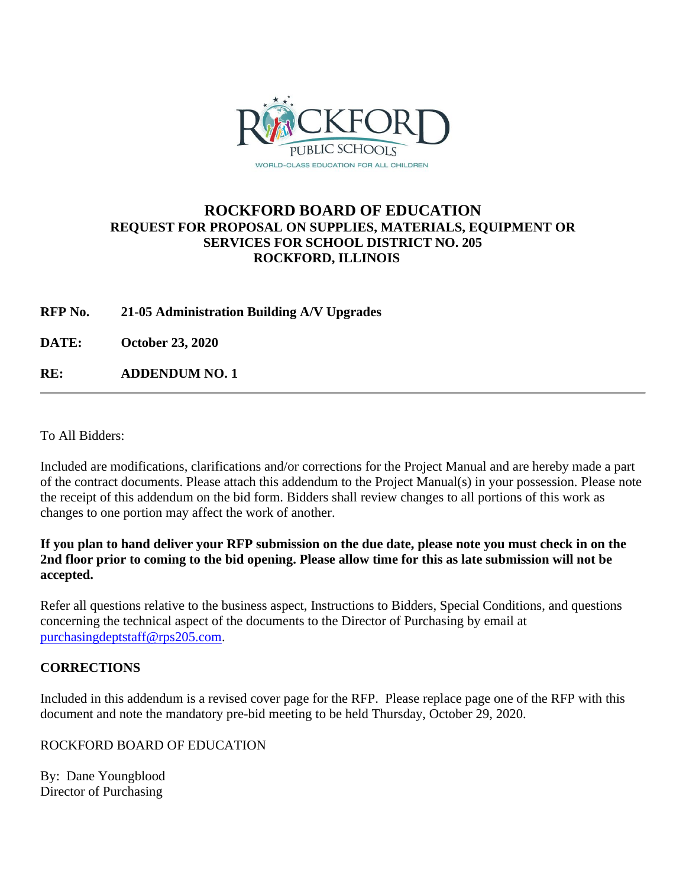# ROCKFORD BOARD OF EDUCATION

## REQUEST FOR PROPOSAL ON SUPPLIES, MATERIALS, EQUIPMENT OR SERVICES FOR SCHOOL DISTRICT NO. 205 ROCKFORD, ILLINOIS

**RFP No.** **21-05 Administration Building A/V Upgrades**

**DATE:** **October 23, 2020**

**RE:** **ADDENDUM NO. 1**

---

To All Bidders:

Included are modifications, clarifications and/or corrections for the Project Manual and are hereby made a part of the contract documents. Please attach this addendum to the Project Manual(s) in your possession. Please note the receipt of this addendum on the bid form. Bidders shall review changes to all portions of this work as changes to one portion may affect the work of another.

**If you plan to hand deliver your RFP submission on the due date, please note you must check in on the 2nd floor prior to coming to the bid opening. Please allow time for this as late submission will not be accepted.**

Refer all questions relative to the business aspect, Instructions to Bidders, Special Conditions, and questions concerning the technical aspect of the documents to the Director of Purchasing by email at purchasingdeptstaff@rps205.com.

**CORRECTIONS**

Included in this addendum is a revised cover page for the RFP. Please replace page one of the RFP with this document and note the mandatory pre-bid meeting to be held Thursday, October 29, 2020.

ROCKFORD BOARD OF EDUCATION

By: Dane Youngblood
Director of Purchasing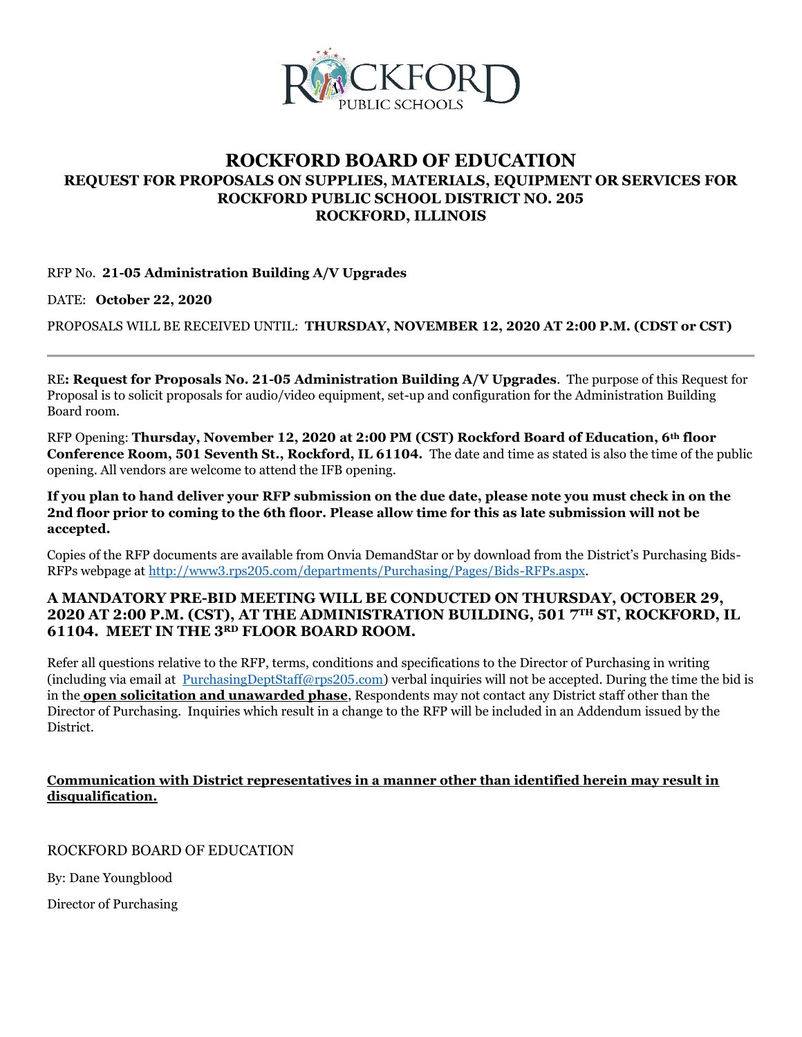# ROCKFORD BOARD OF EDUCATION

## REQUEST FOR PROPOSALS ON SUPPLIES, MATERIALS, EQUIPMENT OR SERVICES FOR ROCKFORD PUBLIC SCHOOL DISTRICT NO. 205 ROCKFORD, ILLINOIS

RFP No. **21-05 Administration Building A/V Upgrades**

DATE: **October 22, 2020**

PROPOSALS WILL BE RECEIVED UNTIL: **THURSDAY, NOVEMBER 12, 2020 AT 2:00 P.M. (CDST or CST)**

---

RE**: Request for Proposals No. 21-05 Administration Building A/V Upgrades**. The purpose of this Request for Proposal is to solicit proposals for audio/video equipment, set-up and configuration for the Administration Building Board room.

RFP Opening: **Thursday, November 12, 2020 at 2:00 PM (CST) Rockford Board of Education, 6th floor Conference Room, 501 Seventh St., Rockford, IL 61104.** The date and time as stated is also the time of the public opening. All vendors are welcome to attend the IFB opening.

**If you plan to hand deliver your RFP submission on the due date, please note you must check in on the 2nd floor prior to coming to the 6th floor. Please allow time for this as late submission will not be accepted.**

Copies of the RFP documents are available from Onvia DemandStar or by download from the District's Purchasing Bids-RFPs webpage at http://www3.rps205.com/departments/Purchasing/Pages/Bids-RFPs.aspx.

**A MANDATORY PRE-BID MEETING WILL BE CONDUCTED ON THURSDAY, OCTOBER 29, 2020 AT 2:00 P.M. (CST), AT THE ADMINISTRATION BUILDING, 501 7TH ST, ROCKFORD, IL 61104. MEET IN THE 3RD FLOOR BOARD ROOM.**

Refer all questions relative to the RFP, terms, conditions and specifications to the Director of Purchasing in writing (including via email at PurchasingDeptStaff@rps205.com) verbal inquiries will not be accepted. During the time the bid is in the **open solicitation and unawarded phase**, Respondents may not contact any District staff other than the Director of Purchasing. Inquiries which result in a change to the RFP will be included in an Addendum issued by the District.

**Communication with District representatives in a manner other than identified herein may result in disqualification.**

ROCKFORD BOARD OF EDUCATION

By: Dane Youngblood

Director of Purchasing